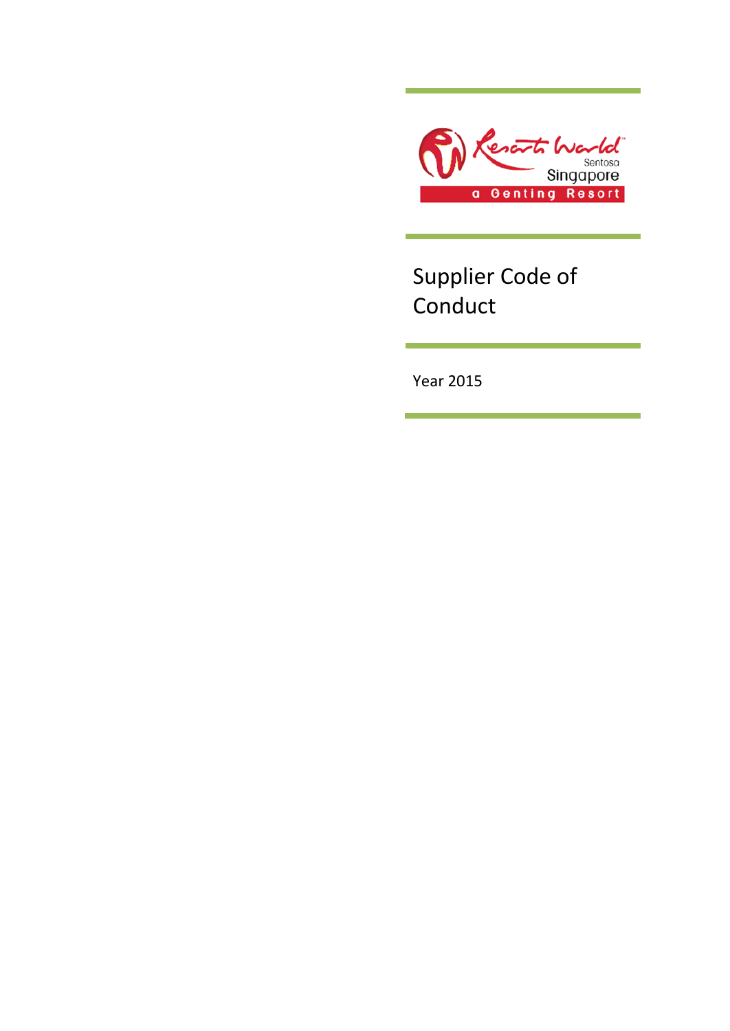Resorts World Sentosa Singapore
a Genting Resort

# Supplier Code of Conduct

Year 2015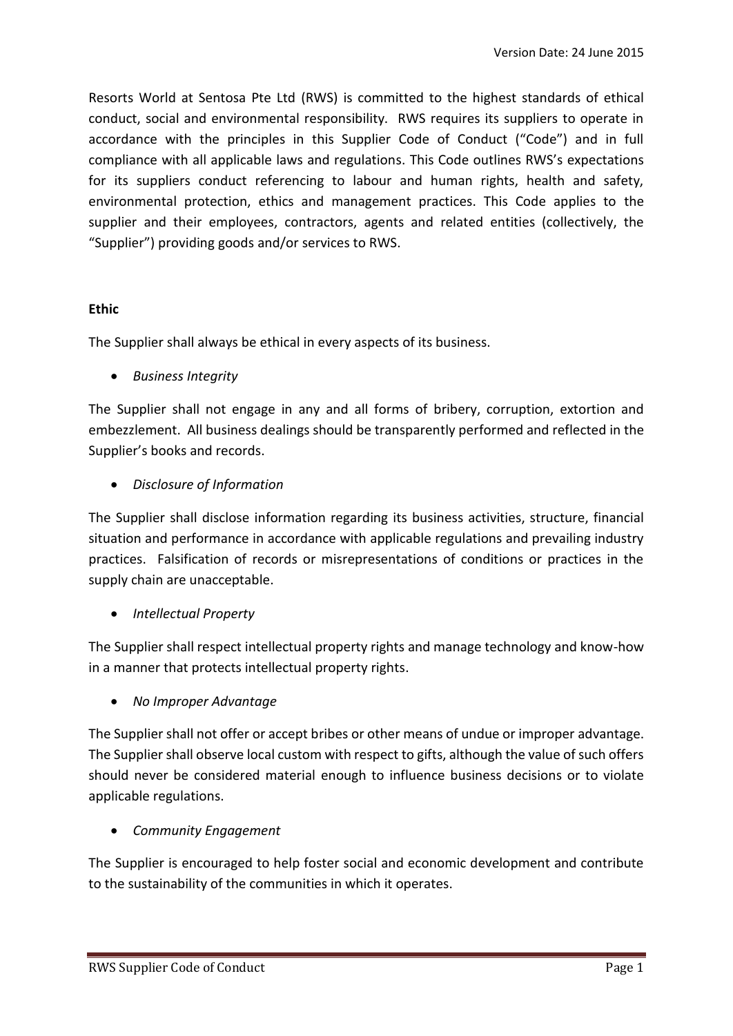Version Date: 24 June 2015

Resorts World at Sentosa Pte Ltd (RWS) is committed to the highest standards of ethical conduct, social and environmental responsibility. RWS requires its suppliers to operate in accordance with the principles in this Supplier Code of Conduct ("Code") and in full compliance with all applicable laws and regulations. This Code outlines RWS's expectations for its suppliers conduct referencing to labour and human rights, health and safety, environmental protection, ethics and management practices. This Code applies to the supplier and their employees, contractors, agents and related entities (collectively, the "Supplier") providing goods and/or services to RWS.

**Ethic**

The Supplier shall always be ethical in every aspects of its business.

- *Business Integrity*

The Supplier shall not engage in any and all forms of bribery, corruption, extortion and embezzlement. All business dealings should be transparently performed and reflected in the Supplier's books and records.

- *Disclosure of Information*

The Supplier shall disclose information regarding its business activities, structure, financial situation and performance in accordance with applicable regulations and prevailing industry practices. Falsification of records or misrepresentations of conditions or practices in the supply chain are unacceptable.

- *Intellectual Property*

The Supplier shall respect intellectual property rights and manage technology and know-how in a manner that protects intellectual property rights.

- *No Improper Advantage*

The Supplier shall not offer or accept bribes or other means of undue or improper advantage. The Supplier shall observe local custom with respect to gifts, although the value of such offers should never be considered material enough to influence business decisions or to violate applicable regulations.

- *Community Engagement*

The Supplier is encouraged to help foster social and economic development and contribute to the sustainability of the communities in which it operates.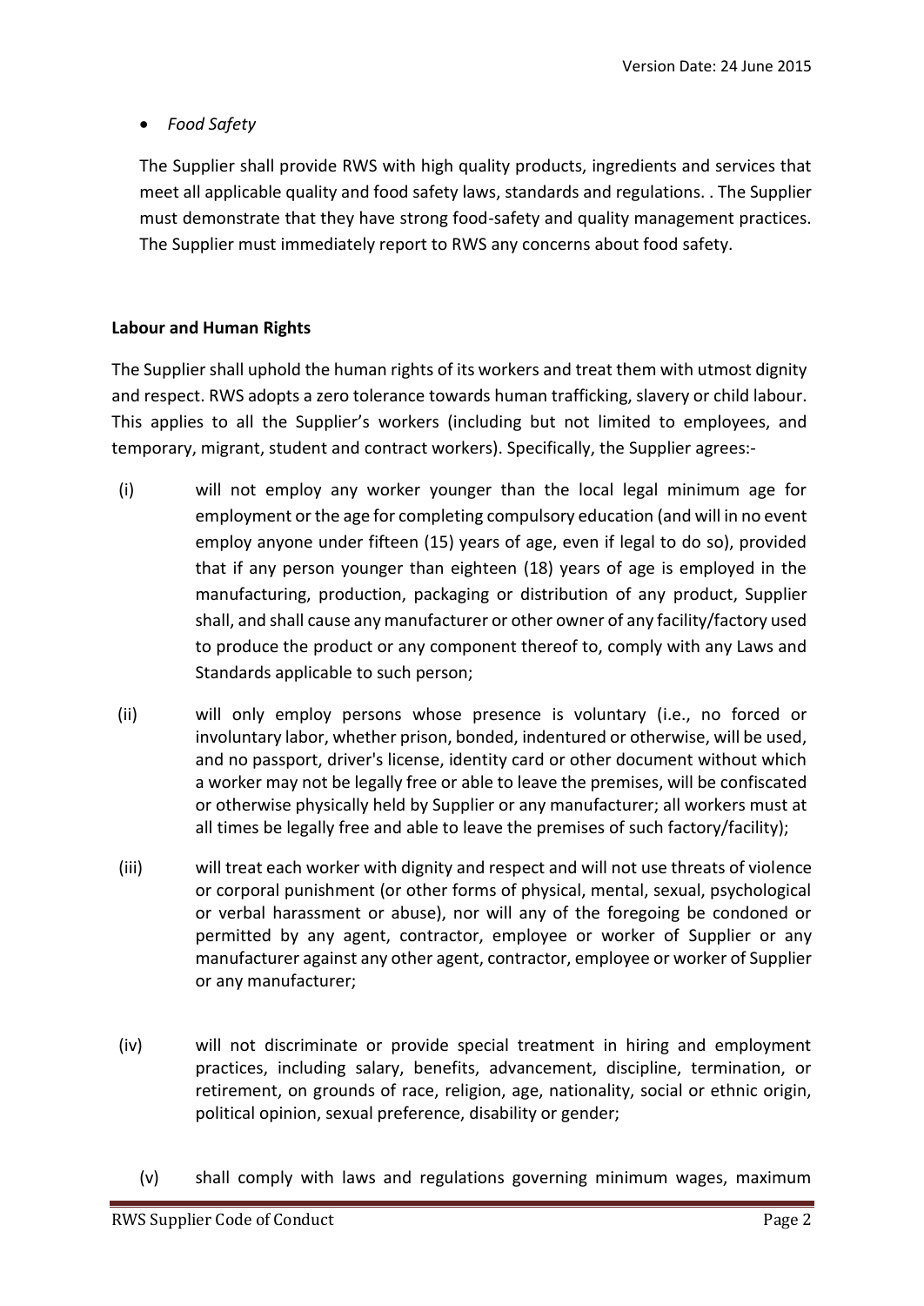- *Food Safety*

The Supplier shall provide RWS with high quality products, ingredients and services that meet all applicable quality and food safety laws, standards and regulations. . The Supplier must demonstrate that they have strong food-safety and quality management practices. The Supplier must immediately report to RWS any concerns about food safety.

**Labour and Human Rights**

The Supplier shall uphold the human rights of its workers and treat them with utmost dignity and respect. RWS adopts a zero tolerance towards human trafficking, slavery or child labour. This applies to all the Supplier's workers (including but not limited to employees, and temporary, migrant, student and contract workers). Specifically, the Supplier agrees:-

(i) will not employ any worker younger than the local legal minimum age for employment or the age for completing compulsory education (and will in no event employ anyone under fifteen (15) years of age, even if legal to do so), provided that if any person younger than eighteen (18) years of age is employed in the manufacturing, production, packaging or distribution of any product, Supplier shall, and shall cause any manufacturer or other owner of any facility/factory used to produce the product or any component thereof to, comply with any Laws and Standards applicable to such person;

(ii) will only employ persons whose presence is voluntary (i.e., no forced or involuntary labor, whether prison, bonded, indentured or otherwise, will be used, and no passport, driver's license, identity card or other document without which a worker may not be legally free or able to leave the premises, will be confiscated or otherwise physically held by Supplier or any manufacturer; all workers must at all times be legally free and able to leave the premises of such factory/facility);

(iii) will treat each worker with dignity and respect and will not use threats of violence or corporal punishment (or other forms of physical, mental, sexual, psychological or verbal harassment or abuse), nor will any of the foregoing be condoned or permitted by any agent, contractor, employee or worker of Supplier or any manufacturer against any other agent, contractor, employee or worker of Supplier or any manufacturer;

(iv) will not discriminate or provide special treatment in hiring and employment practices, including salary, benefits, advancement, discipline, termination, or retirement, on grounds of race, religion, age, nationality, social or ethnic origin, political opinion, sexual preference, disability or gender;

(v) shall comply with laws and regulations governing minimum wages, maximum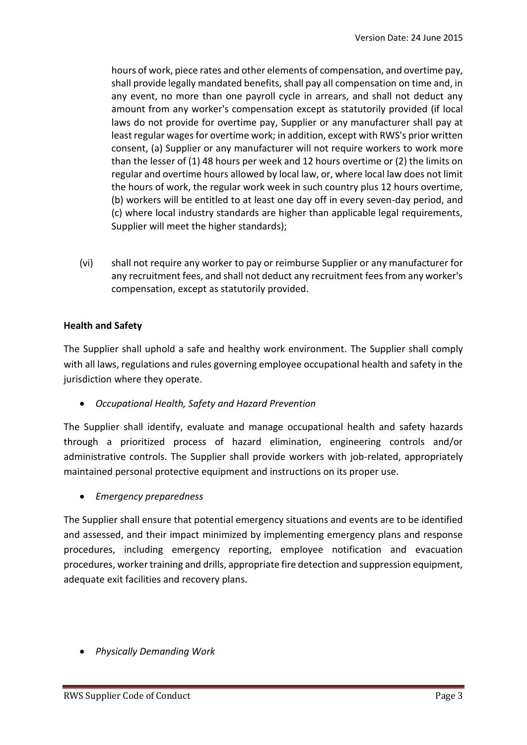hours of work, piece rates and other elements of compensation, and overtime pay, shall provide legally mandated benefits, shall pay all compensation on time and, in any event, no more than one payroll cycle in arrears, and shall not deduct any amount from any worker's compensation except as statutorily provided (if local laws do not provide for overtime pay, Supplier or any manufacturer shall pay at least regular wages for overtime work; in addition, except with RWS's prior written consent, (a) Supplier or any manufacturer will not require workers to work more than the lesser of (1) 48 hours per week and 12 hours overtime or (2) the limits on regular and overtime hours allowed by local law, or, where local law does not limit the hours of work, the regular work week in such country plus 12 hours overtime, (b) workers will be entitled to at least one day off in every seven-day period, and (c) where local industry standards are higher than applicable legal requirements, Supplier will meet the higher standards);

(vi) shall not require any worker to pay or reimburse Supplier or any manufacturer for any recruitment fees, and shall not deduct any recruitment fees from any worker's compensation, except as statutorily provided.

**Health and Safety**

The Supplier shall uphold a safe and healthy work environment. The Supplier shall comply with all laws, regulations and rules governing employee occupational health and safety in the jurisdiction where they operate.

- *Occupational Health, Safety and Hazard Prevention*

The Supplier shall identify, evaluate and manage occupational health and safety hazards through a prioritized process of hazard elimination, engineering controls and/or administrative controls. The Supplier shall provide workers with job-related, appropriately maintained personal protective equipment and instructions on its proper use.

- *Emergency preparedness*

The Supplier shall ensure that potential emergency situations and events are to be identified and assessed, and their impact minimized by implementing emergency plans and response procedures, including emergency reporting, employee notification and evacuation procedures, worker training and drills, appropriate fire detection and suppression equipment, adequate exit facilities and recovery plans.

- *Physically Demanding Work*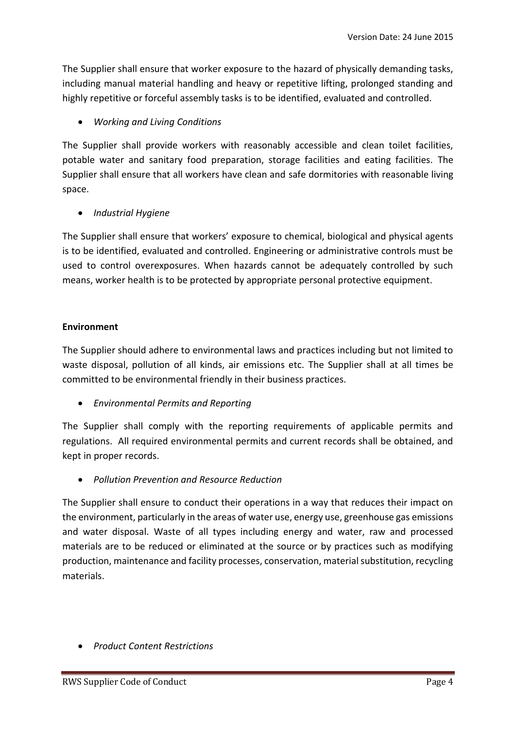The Supplier shall ensure that worker exposure to the hazard of physically demanding tasks, including manual material handling and heavy or repetitive lifting, prolonged standing and highly repetitive or forceful assembly tasks is to be identified, evaluated and controlled.

- *Working and Living Conditions*

The Supplier shall provide workers with reasonably accessible and clean toilet facilities, potable water and sanitary food preparation, storage facilities and eating facilities. The Supplier shall ensure that all workers have clean and safe dormitories with reasonable living space.

- *Industrial Hygiene*

The Supplier shall ensure that workers' exposure to chemical, biological and physical agents is to be identified, evaluated and controlled. Engineering or administrative controls must be used to control overexposures. When hazards cannot be adequately controlled by such means, worker health is to be protected by appropriate personal protective equipment.

**Environment**

The Supplier should adhere to environmental laws and practices including but not limited to waste disposal, pollution of all kinds, air emissions etc. The Supplier shall at all times be committed to be environmental friendly in their business practices.

- *Environmental Permits and Reporting*

The Supplier shall comply with the reporting requirements of applicable permits and regulations. All required environmental permits and current records shall be obtained, and kept in proper records.

- *Pollution Prevention and Resource Reduction*

The Supplier shall ensure to conduct their operations in a way that reduces their impact on the environment, particularly in the areas of water use, energy use, greenhouse gas emissions and water disposal. Waste of all types including energy and water, raw and processed materials are to be reduced or eliminated at the source or by practices such as modifying production, maintenance and facility processes, conservation, material substitution, recycling materials.

- *Product Content Restrictions*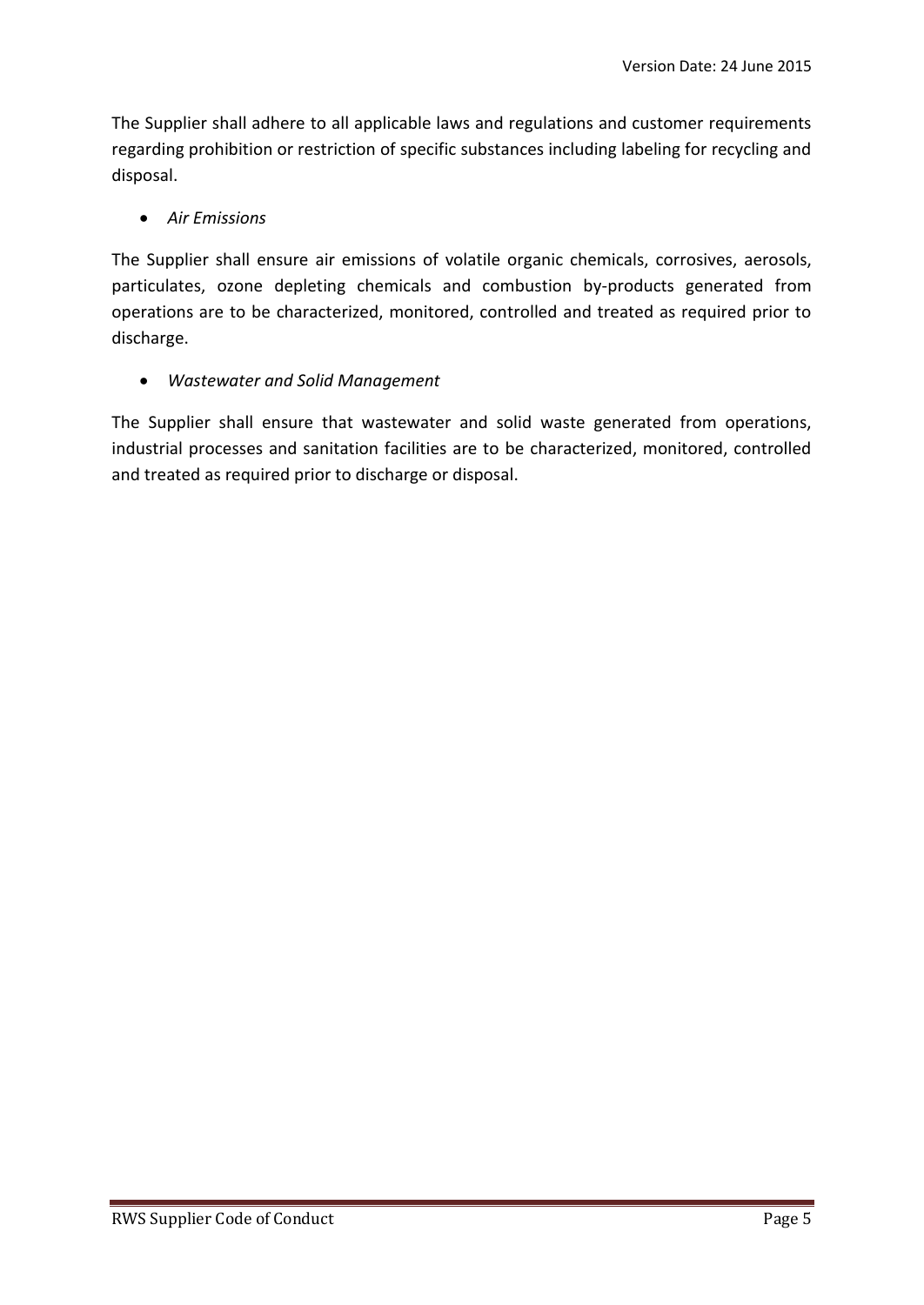The Supplier shall adhere to all applicable laws and regulations and customer requirements regarding prohibition or restriction of specific substances including labeling for recycling and disposal.

- *Air Emissions*

The Supplier shall ensure air emissions of volatile organic chemicals, corrosives, aerosols, particulates, ozone depleting chemicals and combustion by-products generated from operations are to be characterized, monitored, controlled and treated as required prior to discharge.

- *Wastewater and Solid Management*

The Supplier shall ensure that wastewater and solid waste generated from operations, industrial processes and sanitation facilities are to be characterized, monitored, controlled and treated as required prior to discharge or disposal.